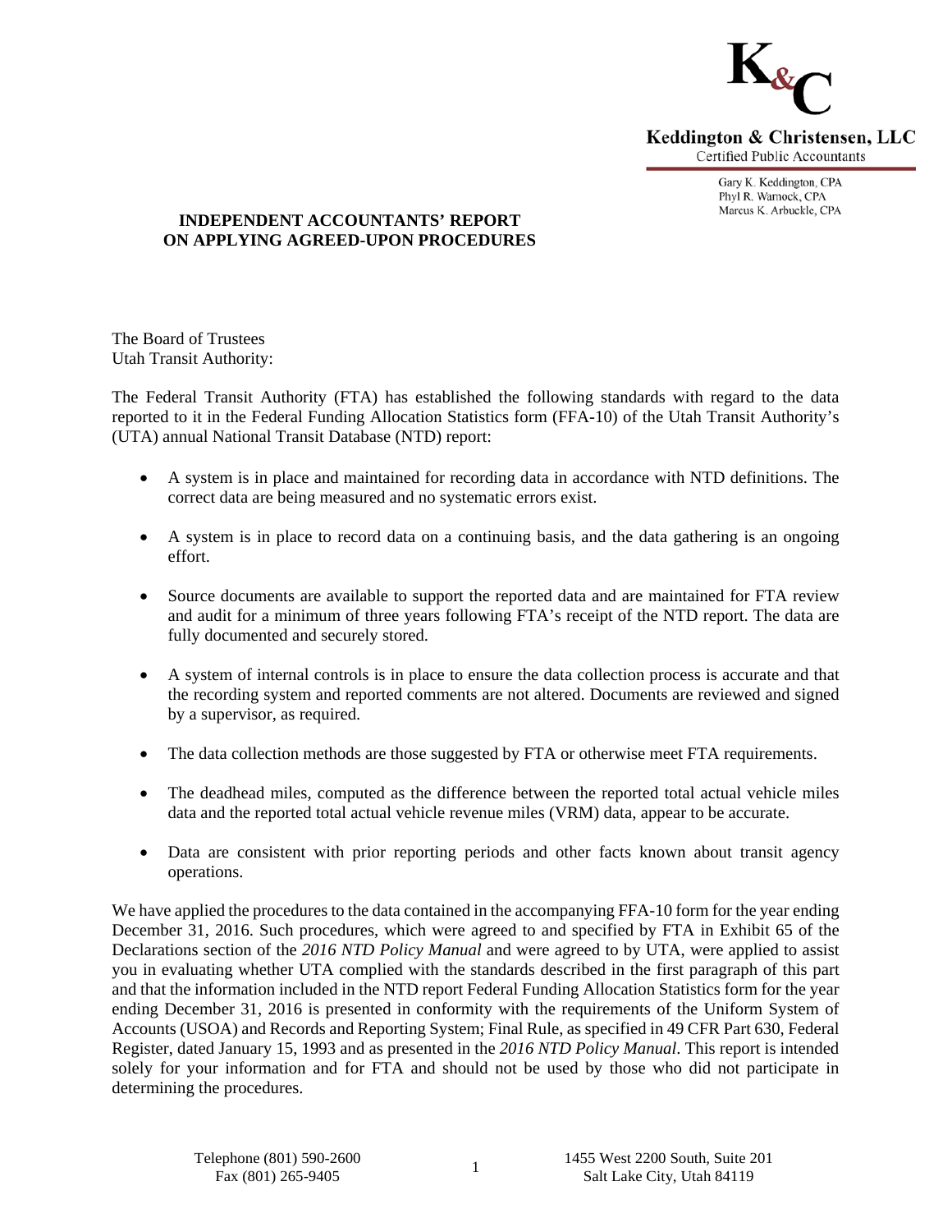Keddington & Christensen, LLC
Certified Public Accountants

Gary K. Keddington, CPA
Phyl R. Warnock, CPA
Marcus K. Arbuckle, CPA

## INDEPENDENT ACCOUNTANTS' REPORT ON APPLYING AGREED-UPON PROCEDURES

The Board of Trustees
Utah Transit Authority:

The Federal Transit Authority (FTA) has established the following standards with regard to the data reported to it in the Federal Funding Allocation Statistics form (FFA-10) of the Utah Transit Authority's (UTA) annual National Transit Database (NTD) report:

- A system is in place and maintained for recording data in accordance with NTD definitions. The correct data are being measured and no systematic errors exist.
- A system is in place to record data on a continuing basis, and the data gathering is an ongoing effort.
- Source documents are available to support the reported data and are maintained for FTA review and audit for a minimum of three years following FTA's receipt of the NTD report. The data are fully documented and securely stored.
- A system of internal controls is in place to ensure the data collection process is accurate and that the recording system and reported comments are not altered. Documents are reviewed and signed by a supervisor, as required.
- The data collection methods are those suggested by FTA or otherwise meet FTA requirements.
- The deadhead miles, computed as the difference between the reported total actual vehicle miles data and the reported total actual vehicle revenue miles (VRM) data, appear to be accurate.
- Data are consistent with prior reporting periods and other facts known about transit agency operations.

We have applied the procedures to the data contained in the accompanying FFA-10 form for the year ending December 31, 2016. Such procedures, which were agreed to and specified by FTA in Exhibit 65 of the Declarations section of the *2016 NTD Policy Manual* and were agreed to by UTA, were applied to assist you in evaluating whether UTA complied with the standards described in the first paragraph of this part and that the information included in the NTD report Federal Funding Allocation Statistics form for the year ending December 31, 2016 is presented in conformity with the requirements of the Uniform System of Accounts (USOA) and Records and Reporting System; Final Rule, as specified in 49 CFR Part 630, Federal Register, dated January 15, 1993 and as presented in the *2016 NTD Policy Manual*. This report is intended solely for your information and for FTA and should not be used by those who did not participate in determining the procedures.

Telephone (801) 590-2600
Fax (801) 265-9405

1455 West 2200 South, Suite 201
Salt Lake City, Utah 84119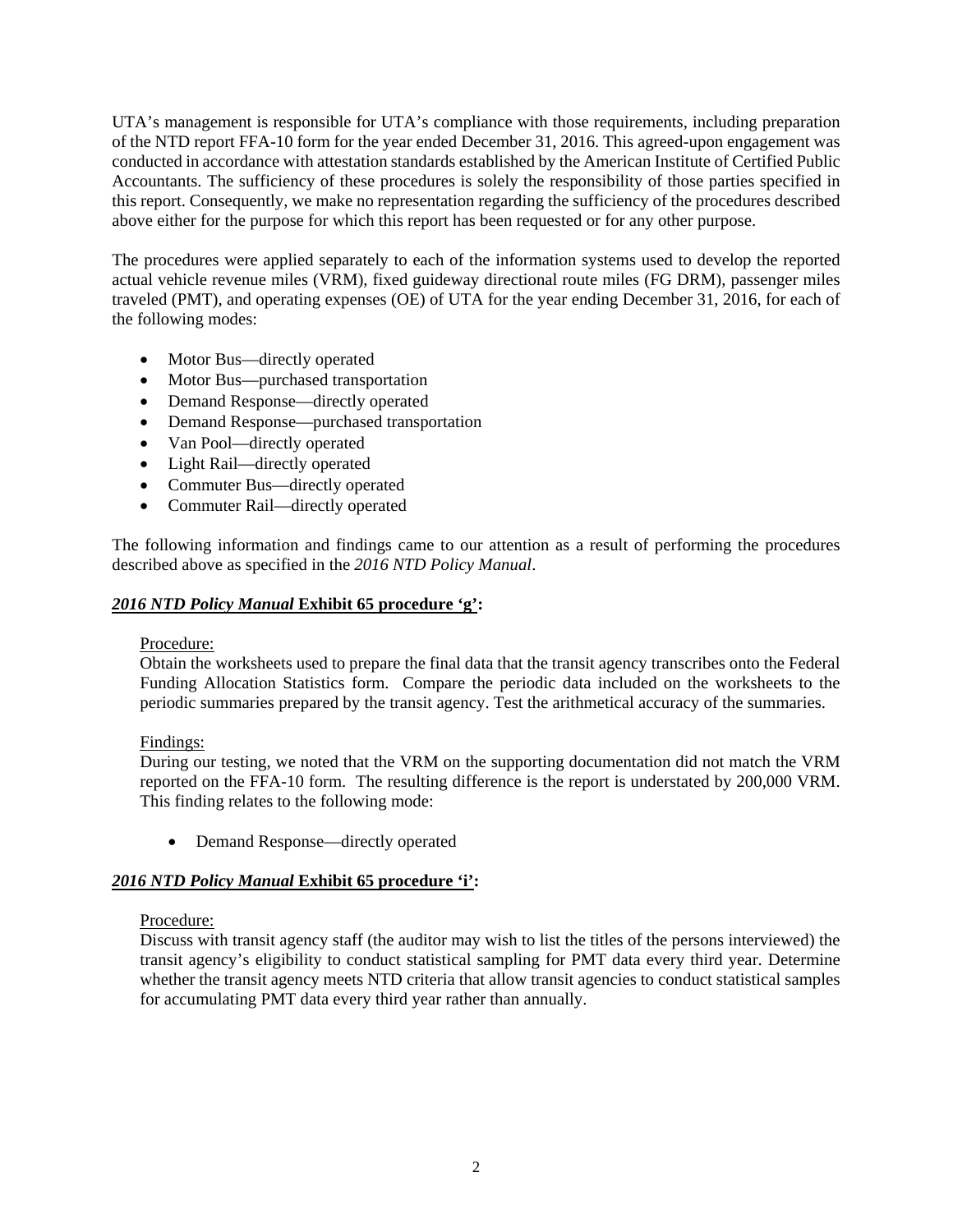UTA's management is responsible for UTA's compliance with those requirements, including preparation of the NTD report FFA-10 form for the year ended December 31, 2016. This agreed-upon engagement was conducted in accordance with attestation standards established by the American Institute of Certified Public Accountants. The sufficiency of these procedures is solely the responsibility of those parties specified in this report. Consequently, we make no representation regarding the sufficiency of the procedures described above either for the purpose for which this report has been requested or for any other purpose.

The procedures were applied separately to each of the information systems used to develop the reported actual vehicle revenue miles (VRM), fixed guideway directional route miles (FG DRM), passenger miles traveled (PMT), and operating expenses (OE) of UTA for the year ending December 31, 2016, for each of the following modes:

- Motor Bus—directly operated
- Motor Bus—purchased transportation
- Demand Response—directly operated
- Demand Response—purchased transportation
- Van Pool—directly operated
- Light Rail—directly operated
- Commuter Bus—directly operated
- Commuter Rail—directly operated

The following information and findings came to our attention as a result of performing the procedures described above as specified in the *2016 NTD Policy Manual*.

***2016 NTD Policy Manual* Exhibit 65 procedure 'g':**

Procedure:
Obtain the worksheets used to prepare the final data that the transit agency transcribes onto the Federal Funding Allocation Statistics form. Compare the periodic data included on the worksheets to the periodic summaries prepared by the transit agency. Test the arithmetical accuracy of the summaries.

Findings:
During our testing, we noted that the VRM on the supporting documentation did not match the VRM reported on the FFA-10 form. The resulting difference is the report is understated by 200,000 VRM. This finding relates to the following mode:

- Demand Response—directly operated

***2016 NTD Policy Manual* Exhibit 65 procedure 'i':**

Procedure:
Discuss with transit agency staff (the auditor may wish to list the titles of the persons interviewed) the transit agency's eligibility to conduct statistical sampling for PMT data every third year. Determine whether the transit agency meets NTD criteria that allow transit agencies to conduct statistical samples for accumulating PMT data every third year rather than annually.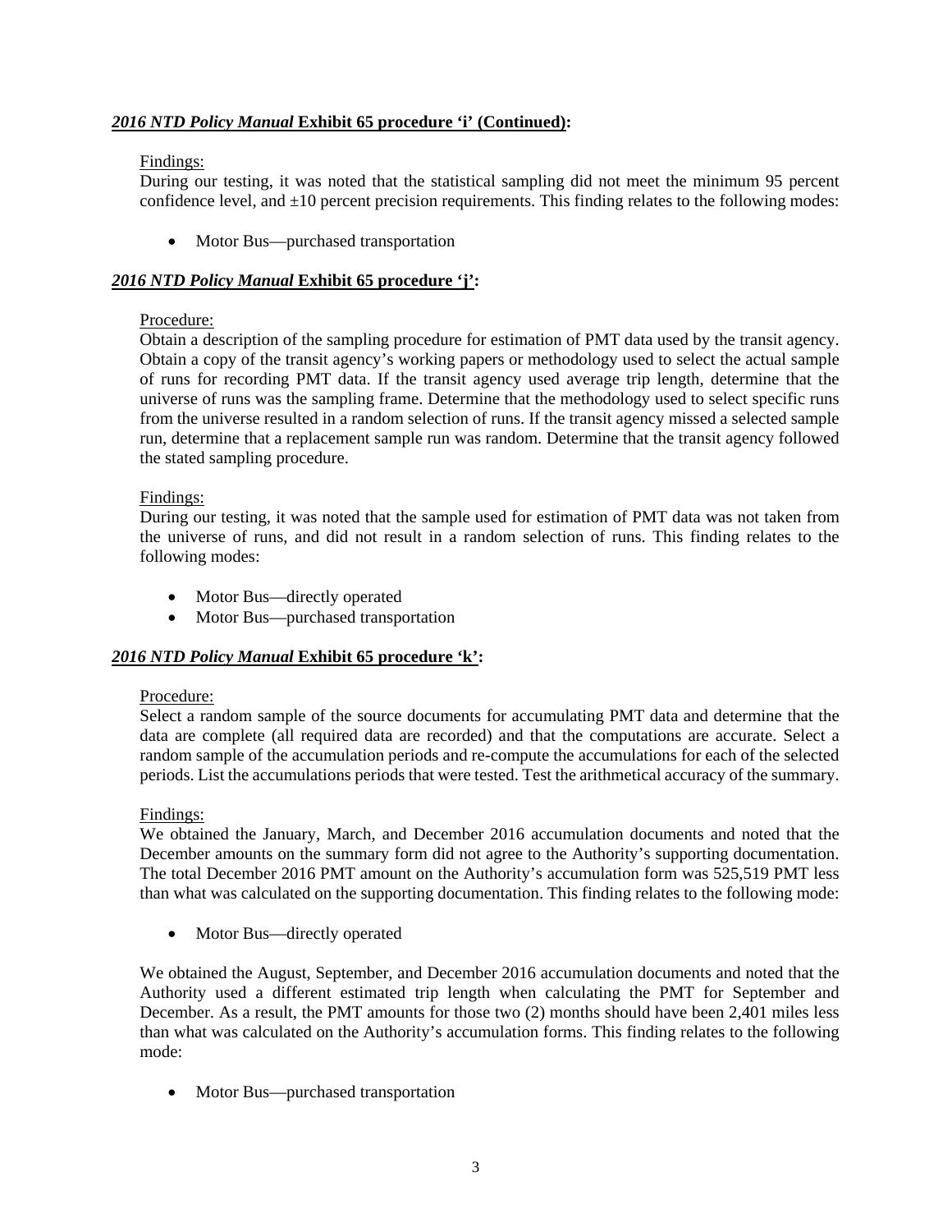***2016 NTD Policy Manual* Exhibit 65 procedure 'i' (Continued):**

Findings:
During our testing, it was noted that the statistical sampling did not meet the minimum 95 percent confidence level, and ±10 percent precision requirements. This finding relates to the following modes:

- Motor Bus—purchased transportation

***2016 NTD Policy Manual* Exhibit 65 procedure 'j':**

Procedure:
Obtain a description of the sampling procedure for estimation of PMT data used by the transit agency. Obtain a copy of the transit agency's working papers or methodology used to select the actual sample of runs for recording PMT data. If the transit agency used average trip length, determine that the universe of runs was the sampling frame. Determine that the methodology used to select specific runs from the universe resulted in a random selection of runs. If the transit agency missed a selected sample run, determine that a replacement sample run was random. Determine that the transit agency followed the stated sampling procedure.

Findings:
During our testing, it was noted that the sample used for estimation of PMT data was not taken from the universe of runs, and did not result in a random selection of runs. This finding relates to the following modes:

- Motor Bus—directly operated
- Motor Bus—purchased transportation

***2016 NTD Policy Manual* Exhibit 65 procedure 'k':**

Procedure:
Select a random sample of the source documents for accumulating PMT data and determine that the data are complete (all required data are recorded) and that the computations are accurate. Select a random sample of the accumulation periods and re-compute the accumulations for each of the selected periods. List the accumulations periods that were tested. Test the arithmetical accuracy of the summary.

Findings:
We obtained the January, March, and December 2016 accumulation documents and noted that the December amounts on the summary form did not agree to the Authority's supporting documentation. The total December 2016 PMT amount on the Authority's accumulation form was 525,519 PMT less than what was calculated on the supporting documentation. This finding relates to the following mode:

- Motor Bus—directly operated

We obtained the August, September, and December 2016 accumulation documents and noted that the Authority used a different estimated trip length when calculating the PMT for September and December. As a result, the PMT amounts for those two (2) months should have been 2,401 miles less than what was calculated on the Authority's accumulation forms. This finding relates to the following mode:

- Motor Bus—purchased transportation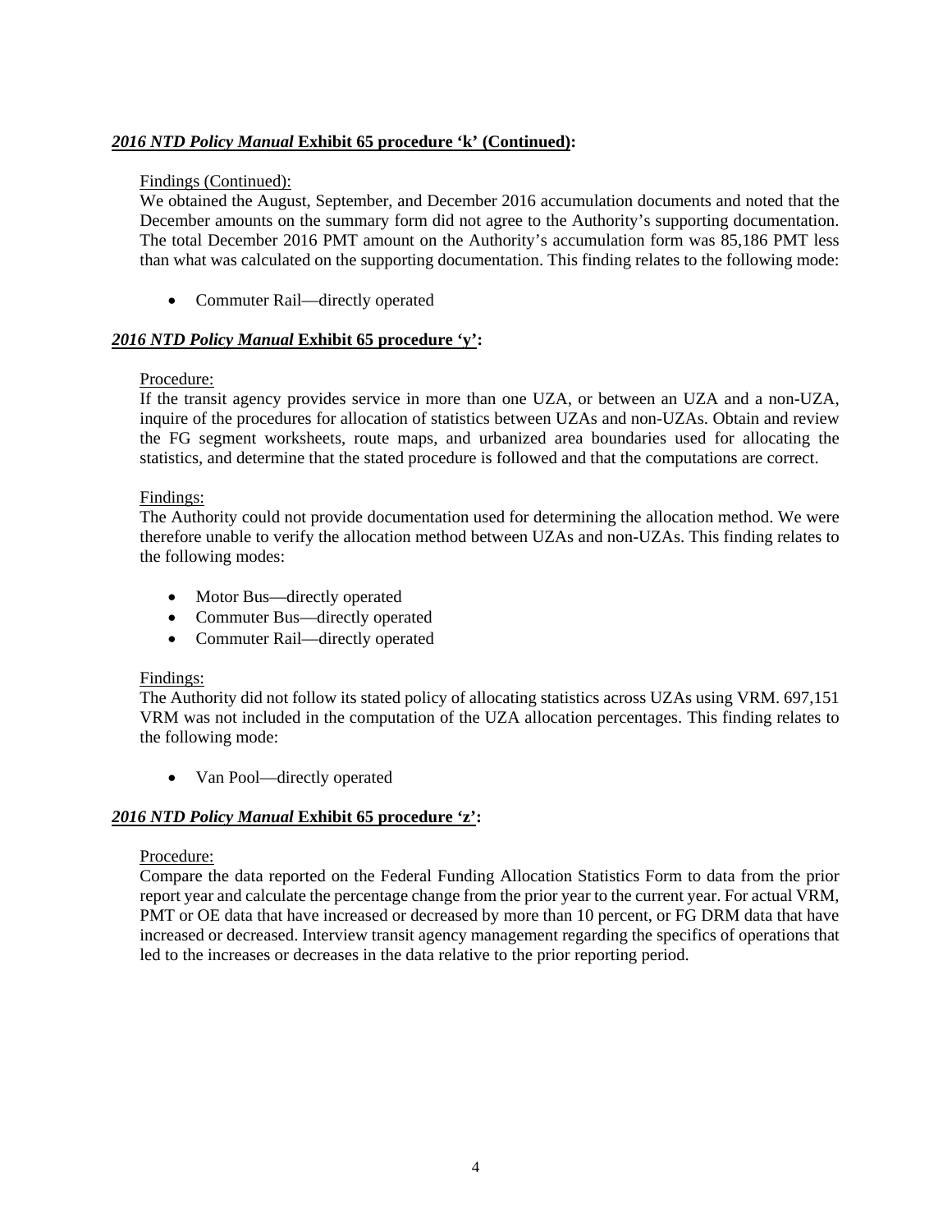***2016 NTD Policy Manual* Exhibit 65 procedure 'k' (Continued):**

Findings (Continued):

We obtained the August, September, and December 2016 accumulation documents and noted that the December amounts on the summary form did not agree to the Authority's supporting documentation. The total December 2016 PMT amount on the Authority's accumulation form was 85,186 PMT less than what was calculated on the supporting documentation. This finding relates to the following mode:

- Commuter Rail—directly operated

***2016 NTD Policy Manual* Exhibit 65 procedure 'y':**

Procedure:

If the transit agency provides service in more than one UZA, or between an UZA and a non-UZA, inquire of the procedures for allocation of statistics between UZAs and non-UZAs. Obtain and review the FG segment worksheets, route maps, and urbanized area boundaries used for allocating the statistics, and determine that the stated procedure is followed and that the computations are correct.

Findings:

The Authority could not provide documentation used for determining the allocation method. We were therefore unable to verify the allocation method between UZAs and non-UZAs. This finding relates to the following modes:

- Motor Bus—directly operated
- Commuter Bus—directly operated
- Commuter Rail—directly operated

Findings:

The Authority did not follow its stated policy of allocating statistics across UZAs using VRM. 697,151 VRM was not included in the computation of the UZA allocation percentages. This finding relates to the following mode:

- Van Pool—directly operated

***2016 NTD Policy Manual* Exhibit 65 procedure 'z':**

Procedure:

Compare the data reported on the Federal Funding Allocation Statistics Form to data from the prior report year and calculate the percentage change from the prior year to the current year. For actual VRM, PMT or OE data that have increased or decreased by more than 10 percent, or FG DRM data that have increased or decreased. Interview transit agency management regarding the specifics of operations that led to the increases or decreases in the data relative to the prior reporting period.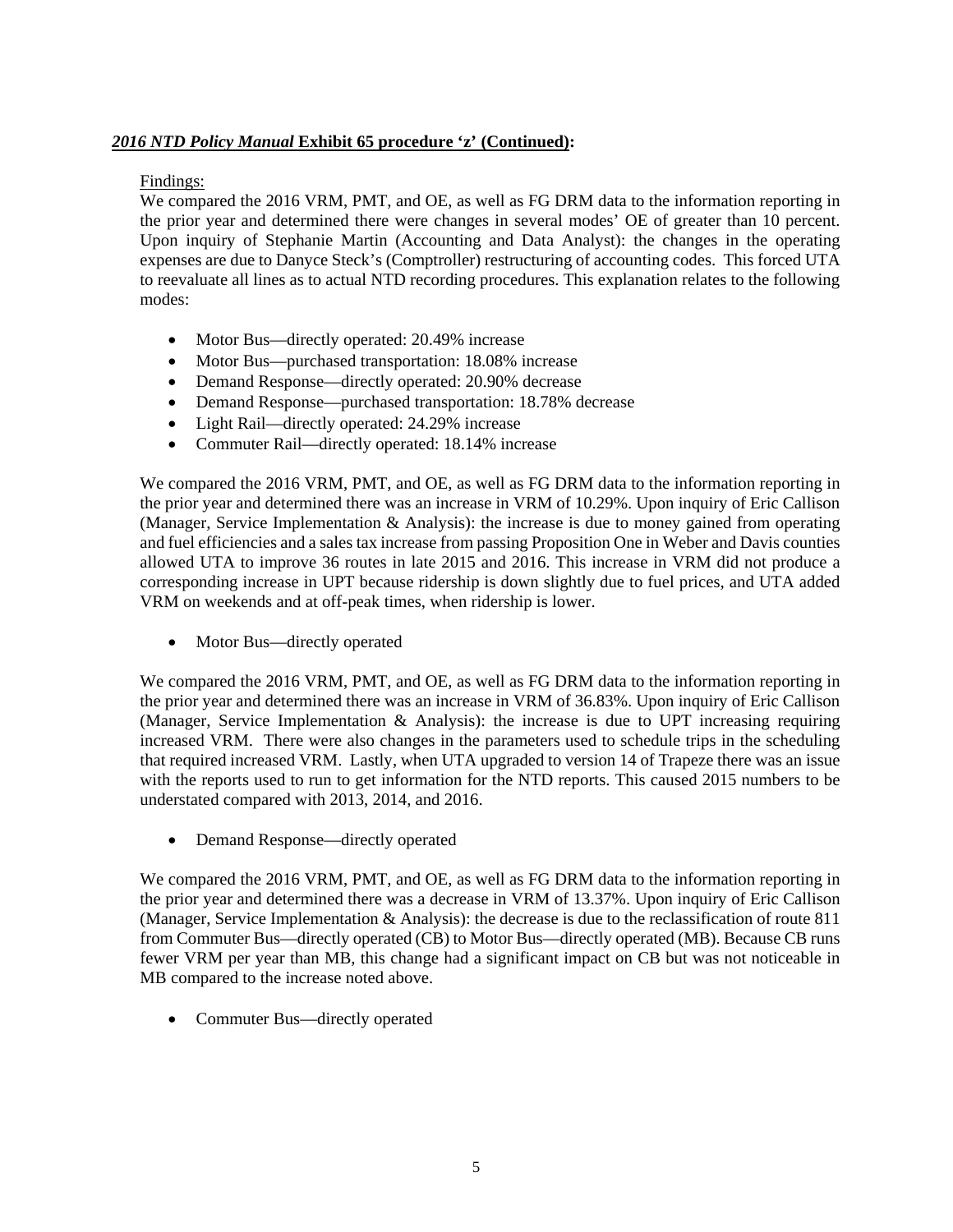***2016 NTD Policy Manual* Exhibit 65 procedure ‘z’ (Continued):**

Findings:

We compared the 2016 VRM, PMT, and OE, as well as FG DRM data to the information reporting in the prior year and determined there were changes in several modes’ OE of greater than 10 percent. Upon inquiry of Stephanie Martin (Accounting and Data Analyst): the changes in the operating expenses are due to Danyce Steck’s (Comptroller) restructuring of accounting codes. This forced UTA to reevaluate all lines as to actual NTD recording procedures. This explanation relates to the following modes:

- Motor Bus—directly operated: 20.49% increase
- Motor Bus—purchased transportation: 18.08% increase
- Demand Response—directly operated: 20.90% decrease
- Demand Response—purchased transportation: 18.78% decrease
- Light Rail—directly operated: 24.29% increase
- Commuter Rail—directly operated: 18.14% increase

We compared the 2016 VRM, PMT, and OE, as well as FG DRM data to the information reporting in the prior year and determined there was an increase in VRM of 10.29%. Upon inquiry of Eric Callison (Manager, Service Implementation & Analysis): the increase is due to money gained from operating and fuel efficiencies and a sales tax increase from passing Proposition One in Weber and Davis counties allowed UTA to improve 36 routes in late 2015 and 2016. This increase in VRM did not produce a corresponding increase in UPT because ridership is down slightly due to fuel prices, and UTA added VRM on weekends and at off-peak times, when ridership is lower.

- Motor Bus—directly operated

We compared the 2016 VRM, PMT, and OE, as well as FG DRM data to the information reporting in the prior year and determined there was an increase in VRM of 36.83%. Upon inquiry of Eric Callison (Manager, Service Implementation & Analysis): the increase is due to UPT increasing requiring increased VRM. There were also changes in the parameters used to schedule trips in the scheduling that required increased VRM. Lastly, when UTA upgraded to version 14 of Trapeze there was an issue with the reports used to run to get information for the NTD reports. This caused 2015 numbers to be understated compared with 2013, 2014, and 2016.

- Demand Response—directly operated

We compared the 2016 VRM, PMT, and OE, as well as FG DRM data to the information reporting in the prior year and determined there was a decrease in VRM of 13.37%. Upon inquiry of Eric Callison (Manager, Service Implementation & Analysis): the decrease is due to the reclassification of route 811 from Commuter Bus—directly operated (CB) to Motor Bus—directly operated (MB). Because CB runs fewer VRM per year than MB, this change had a significant impact on CB but was not noticeable in MB compared to the increase noted above.

- Commuter Bus—directly operated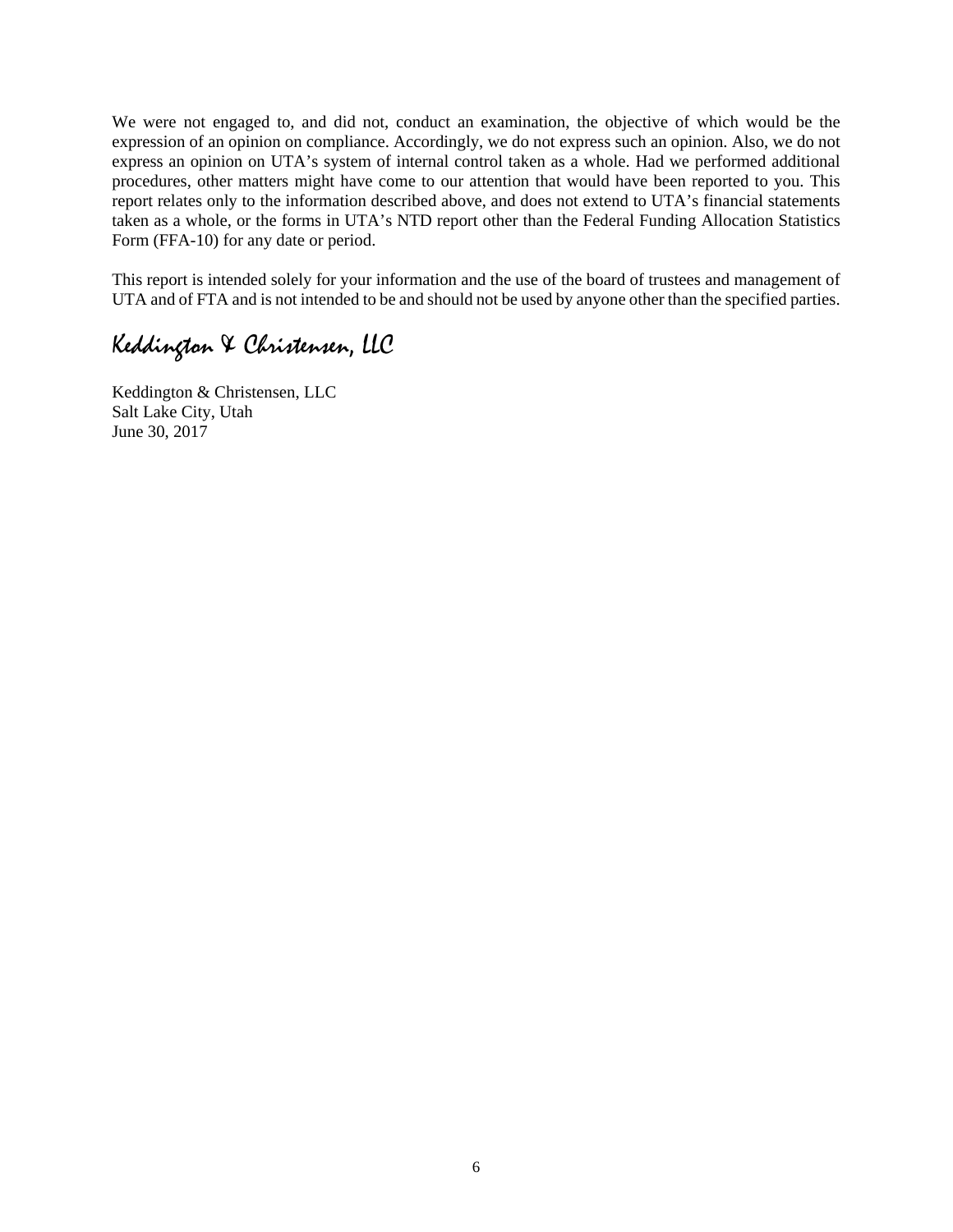We were not engaged to, and did not, conduct an examination, the objective of which would be the expression of an opinion on compliance. Accordingly, we do not express such an opinion. Also, we do not express an opinion on UTA's system of internal control taken as a whole. Had we performed additional procedures, other matters might have come to our attention that would have been reported to you. This report relates only to the information described above, and does not extend to UTA's financial statements taken as a whole, or the forms in UTA's NTD report other than the Federal Funding Allocation Statistics Form (FFA-10) for any date or period.

This report is intended solely for your information and the use of the board of trustees and management of UTA and of FTA and is not intended to be and should not be used by anyone other than the specified parties.

*Keddington & Christensen, LLC*

Keddington & Christensen, LLC  
Salt Lake City, Utah  
June 30, 2017